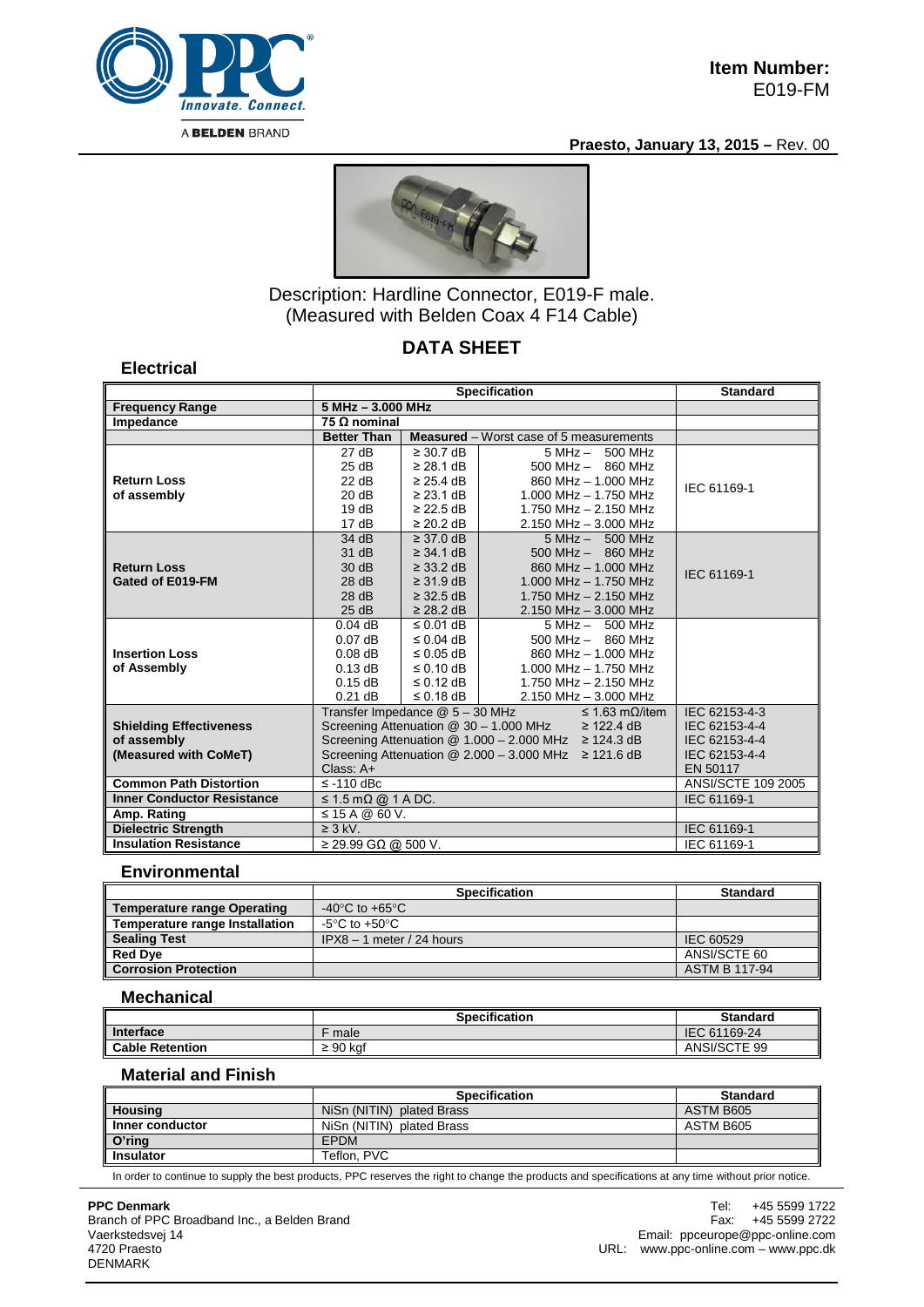**Item Number:**
E019-FM

**Praesto, January 13, 2015 –** Rev. 00

Description: Hardline Connector, E019-F male.
(Measured with Belden Coax 4 F14 Cable)

## DATA SHEET

### Electrical

| | Specification | | | Standard |
|---|---|---|---|---|
| **Frequency Range** | **5 MHz – 3.000 MHz** | | | |
| **Impedance** | **75 Ω nominal** | | | |
| | **Better Than** | **Measured** – Worst case of 5 measurements | | |
| **Return Loss of assembly** | 27 dB | ≥ 30.7 dB | 5 MHz – 500 MHz | IEC 61169-1 |
| | 25 dB | ≥ 28.1 dB | 500 MHz – 860 MHz | |
| | 22 dB | ≥ 25.4 dB | 860 MHz – 1.000 MHz | |
| | 20 dB | ≥ 23.1 dB | 1.000 MHz – 1.750 MHz | |
| | 19 dB | ≥ 22.5 dB | 1.750 MHz – 2.150 MHz | |
| | 17 dB | ≥ 20.2 dB | 2.150 MHz – 3.000 MHz | |
| **Return Loss Gated of E019-FM** | 34 dB | ≥ 37.0 dB | 5 MHz – 500 MHz | IEC 61169-1 |
| | 31 dB | ≥ 34.1 dB | 500 MHz – 860 MHz | |
| | 30 dB | ≥ 33.2 dB | 860 MHz – 1.000 MHz | |
| | 28 dB | ≥ 31.9 dB | 1.000 MHz – 1.750 MHz | |
| | 28 dB | ≥ 32.5 dB | 1.750 MHz – 2.150 MHz | |
| | 25 dB | ≥ 28.2 dB | 2.150 MHz – 3.000 MHz | |
| **Insertion Loss of Assembly** | 0.04 dB | ≤ 0.01 dB | 5 MHz – 500 MHz | |
| | 0.07 dB | ≤ 0.04 dB | 500 MHz – 860 MHz | |
| | 0.08 dB | ≤ 0.05 dB | 860 MHz – 1.000 MHz | |
| | 0.13 dB | ≤ 0.10 dB | 1.000 MHz – 1.750 MHz | |
| | 0.15 dB | ≤ 0.12 dB | 1.750 MHz – 2.150 MHz | |
| | 0.21 dB | ≤ 0.18 dB | 2.150 MHz – 3.000 MHz | |
| **Shielding Effectiveness of assembly (Measured with CoMeT)** | Transfer Impedance @ 5 – 30 MHz ≤ 1.63 mΩ/item | | | IEC 62153-4-3 |
| | Screening Attenuation @ 30 – 1.000 MHz ≥ 122.4 dB | | | IEC 62153-4-4 |
| | Screening Attenuation @ 1.000 – 2.000 MHz ≥ 124.3 dB | | | IEC 62153-4-4 |
| | Screening Attenuation @ 2.000 – 3.000 MHz ≥ 121.6 dB | | | IEC 62153-4-4 |
| | Class: A+ | | | EN 50117 |
| **Common Path Distortion** | ≤ -110 dBc | | | ANSI/SCTE 109 2005 |
| **Inner Conductor Resistance** | ≤ 1.5 mΩ @ 1 A DC. | | | IEC 61169-1 |
| **Amp. Rating** | ≤ 15 A @ 60 V. | | | |
| **Dielectric Strength** | ≥ 3 kV. | | | IEC 61169-1 |
| **Insulation Resistance** | ≥ 29.99 GΩ @ 500 V. | | | IEC 61169-1 |

### Environmental

| | Specification | Standard |
|---|---|---|
| **Temperature range Operating** | -40°C to +65°C | |
| **Temperature range Installation** | -5°C to +50°C | |
| **Sealing Test** | IPX8 – 1 meter / 24 hours | IEC 60529 |
| **Red Dye** | | ANSI/SCTE 60 |
| **Corrosion Protection** | | ASTM B 117-94 |

### Mechanical

| | Specification | Standard |
|---|---|---|
| **Interface** | F male | IEC 61169-24 |
| **Cable Retention** | ≥ 90 kgf | ANSI/SCTE 99 |

### Material and Finish

| | Specification | Standard |
|---|---|---|
| **Housing** | NiSn (NITIN) plated Brass | ASTM B605 |
| **Inner conductor** | NiSn (NITIN) plated Brass | ASTM B605 |
| **O'ring** | EPDM | |
| **Insulator** | Teflon, PVC | |

In order to continue to supply the best products, PPC reserves the right to change the products and specifications at any time without prior notice.

**PPC Denmark**
Branch of PPC Broadband Inc., a Belden Brand
Vaerkstedsvej 14
4720 Praesto
DENMARK

Tel: +45 5599 1722
Fax: +45 5599 2722
Email: ppceurope@ppc-online.com
URL: www.ppc-online.com – www.ppc.dk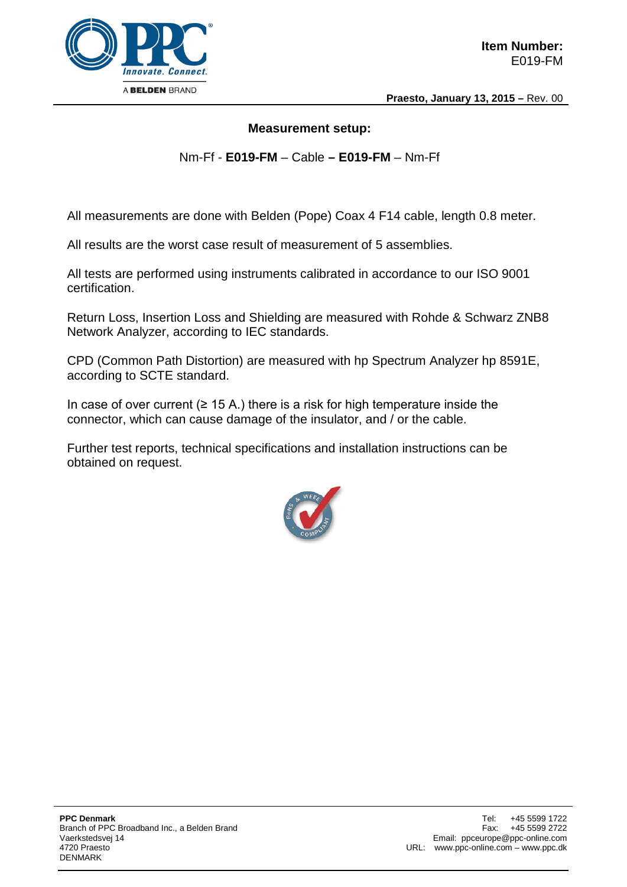**Item Number:**
E019-FM

**Praesto, January 13, 2015 –** Rev. 00

## Measurement setup:

Nm-Ff - **E019-FM** – Cable **– E019-FM** – Nm-Ff

All measurements are done with Belden (Pope) Coax 4 F14 cable, length 0.8 meter.

All results are the worst case result of measurement of 5 assemblies.

All tests are performed using instruments calibrated in accordance to our ISO 9001 certification.

Return Loss, Insertion Loss and Shielding are measured with Rohde & Schwarz ZNB8 Network Analyzer, according to IEC standards.

CPD (Common Path Distortion) are measured with hp Spectrum Analyzer hp 8591E, according to SCTE standard.

In case of over current (≥ 15 A.) there is a risk for high temperature inside the connector, which can cause damage of the insulator, and / or the cable.

Further test reports, technical specifications and installation instructions can be obtained on request.

**PPC Denmark**
Branch of PPC Broadband Inc., a Belden Brand
Vaerkstedsvej 14
4720 Praesto
DENMARK

Tel: +45 5599 1722
Fax: +45 5599 2722
Email: ppceurope@ppc-online.com
URL: www.ppc-online.com – www.ppc.dk